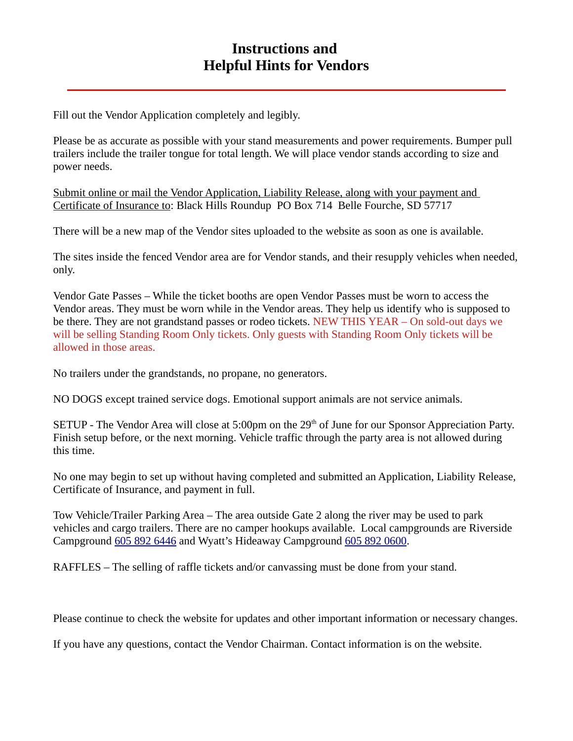# Instructions and Helpful Hints for Vendors

Fill out the Vendor Application completely and legibly.

Please be as accurate as possible with your stand measurements and power requirements. Bumper pull trailers include the trailer tongue for total length. We will place vendor stands according to size and power needs.

Submit online or mail the Vendor Application, Liability Release, along with your payment and Certificate of Insurance to: Black Hills Roundup PO Box 714 Belle Fourche, SD 57717

There will be a new map of the Vendor sites uploaded to the website as soon as one is available.

The sites inside the fenced Vendor area are for Vendor stands, and their resupply vehicles when needed, only.

Vendor Gate Passes – While the ticket booths are open Vendor Passes must be worn to access the Vendor areas. They must be worn while in the Vendor areas. They help us identify who is supposed to be there. They are not grandstand passes or rodeo tickets. NEW THIS YEAR – On sold-out days we will be selling Standing Room Only tickets. Only guests with Standing Room Only tickets will be allowed in those areas.

No trailers under the grandstands, no propane, no generators.

NO DOGS except trained service dogs. Emotional support animals are not service animals.

SETUP - The Vendor Area will close at 5:00pm on the 29th of June for our Sponsor Appreciation Party. Finish setup before, or the next morning. Vehicle traffic through the party area is not allowed during this time.

No one may begin to set up without having completed and submitted an Application, Liability Release, Certificate of Insurance, and payment in full.

Tow Vehicle/Trailer Parking Area – The area outside Gate 2 along the river may be used to park vehicles and cargo trailers. There are no camper hookups available. Local campgrounds are Riverside Campground 605 892 6446 and Wyatt's Hideaway Campground 605 892 0600.

RAFFLES – The selling of raffle tickets and/or canvassing must be done from your stand.

Please continue to check the website for updates and other important information or necessary changes.

If you have any questions, contact the Vendor Chairman. Contact information is on the website.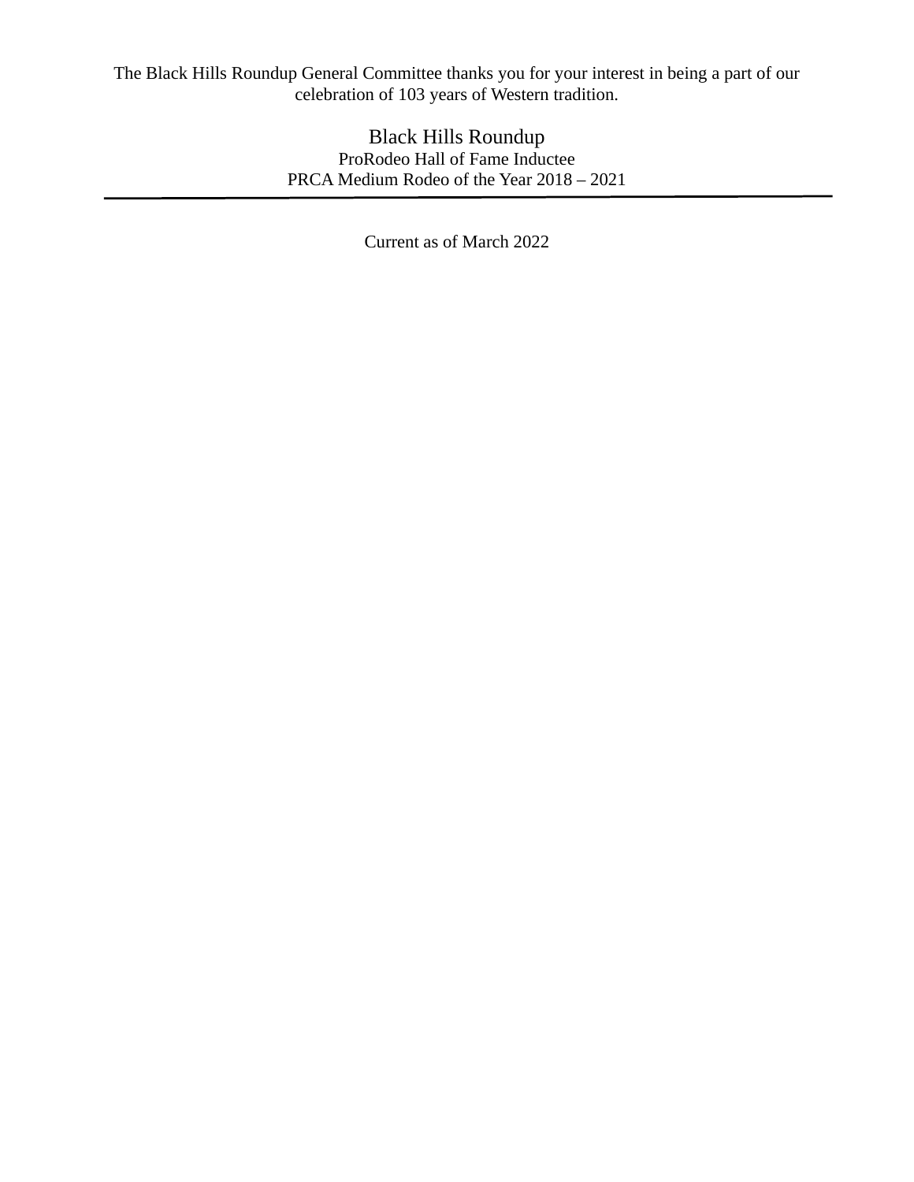The Black Hills Roundup General Committee thanks you for your interest in being a part of our celebration of 103 years of Western tradition.

## Black Hills Roundup

ProRodeo Hall of Fame Inductee

PRCA Medium Rodeo of the Year 2018 – 2021

---

Current as of March 2022